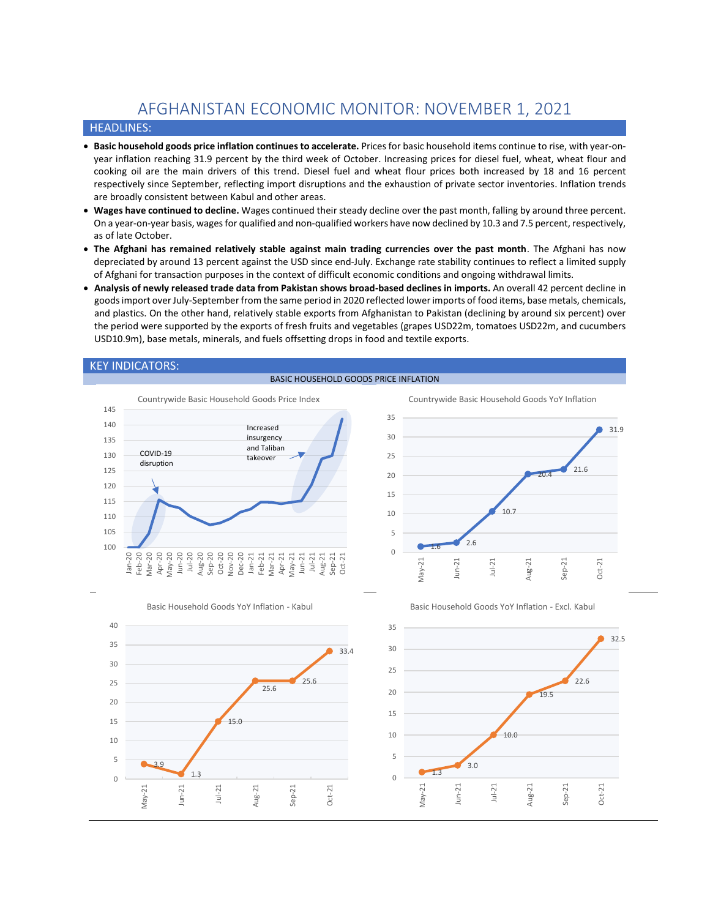# AFGHANISTAN ECONOMIC MONITOR: NOVEMBER 1, 2021

## HEADLINES:

- **Basic household goods price inflation continues to accelerate.** Prices for basic household items continue to rise, with year-on-year inflation reaching 31.9 percent by the third week of October. Increasing prices for diesel fuel, wheat, wheat flour and cooking oil are the main drivers of this trend. Diesel fuel and wheat flour prices both increased by 18 and 16 percent respectively since September, reflecting import disruptions and the exhaustion of private sector inventories. Inflation trends are broadly consistent between Kabul and other areas.
- **Wages have continued to decline.** Wages continued their steady decline over the past month, falling by around three percent. On a year-on-year basis, wages for qualified and non-qualified workers have now declined by 10.3 and 7.5 percent, respectively, as of late October.
- **The Afghani has remained relatively stable against main trading currencies over the past month**. The Afghani has now depreciated by around 13 percent against the USD since end-July. Exchange rate stability continues to reflect a limited supply of Afghani for transaction purposes in the context of difficult economic conditions and ongoing withdrawal limits.
- **Analysis of newly released trade data from Pakistan shows broad-based declines in imports.** An overall 42 percent decline in goods import over July-September from the same period in 2020 reflected lower imports of food items, base metals, chemicals, and plastics. On the other hand, relatively stable exports from Afghanistan to Pakistan (declining by around six percent) over the period were supported by the exports of fresh fruits and vegetables (grapes USD22m, tomatoes USD22m, and cucumbers USD10.9m), base metals, minerals, and fuels offsetting drops in food and textile exports.

## KEY INDICATORS:

### BASIC HOUSEHOLD GOODS PRICE INFLATION

**Countrywide Basic Household Goods Price Index**

(Chart annotations: "COVID-19 disruption" around Apr-20; "Increased insurgency and Taliban takeover" around Jul-21 to Oct-21)

**Countrywide Basic Household Goods YoY Inflation**

| May-21 | Jun-21 | Jul-21 | Aug-21 | Sep-21 | Oct-21 |
|---|---|---|---|---|---|
| 1.6 | 2.6 | 10.7 | 20.4 | 21.6 | 31.9 |

**Basic Household Goods YoY Inflation - Kabul**

| May-21 | Jun-21 | Jul-21 | Aug-21 | Sep-21 | Oct-21 |
|---|---|---|---|---|---|
| 3.9 | 1.3 | 15.0 | 25.6 | 25.6 | 33.4 |

**Basic Household Goods YoY Inflation - Excl. Kabul**

| May-21 | Jun-21 | Jul-21 | Aug-21 | Sep-21 | Oct-21 |
|---|---|---|---|---|---|
| 1.3 | 3.0 | 10.0 | 19.5 | 22.6 | 32.5 |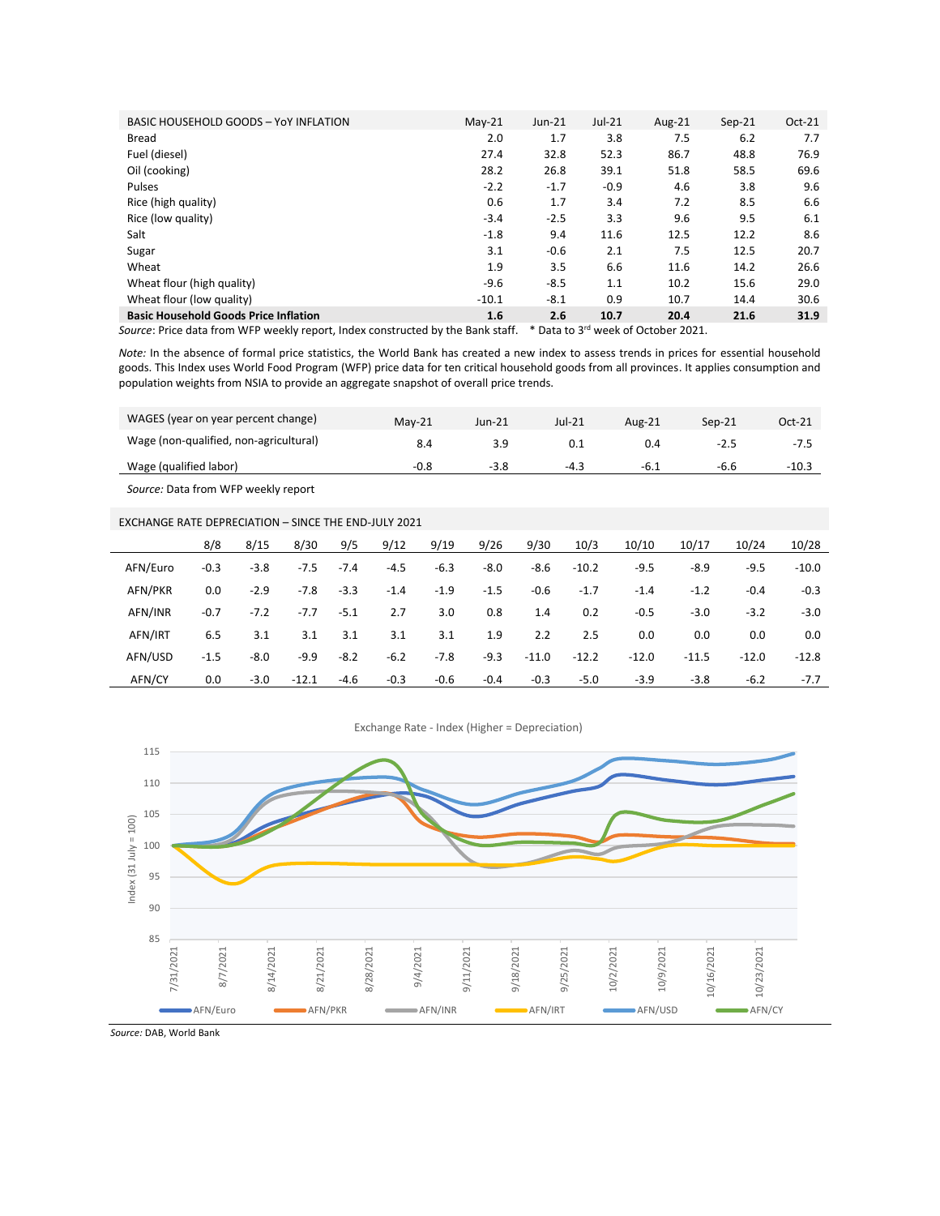| BASIC HOUSEHOLD GOODS – YoY INFLATION | May-21 | Jun-21 | Jul-21 | Aug-21 | Sep-21 | Oct-21 |
|---|---|---|---|---|---|---|
| Bread | 2.0 | 1.7 | 3.8 | 7.5 | 6.2 | 7.7 |
| Fuel (diesel) | 27.4 | 32.8 | 52.3 | 86.7 | 48.8 | 76.9 |
| Oil (cooking) | 28.2 | 26.8 | 39.1 | 51.8 | 58.5 | 69.6 |
| Pulses | -2.2 | -1.7 | -0.9 | 4.6 | 3.8 | 9.6 |
| Rice (high quality) | 0.6 | 1.7 | 3.4 | 7.2 | 8.5 | 6.6 |
| Rice (low quality) | -3.4 | -2.5 | 3.3 | 9.6 | 9.5 | 6.1 |
| Salt | -1.8 | 9.4 | 11.6 | 12.5 | 12.2 | 8.6 |
| Sugar | 3.1 | -0.6 | 2.1 | 7.5 | 12.5 | 20.7 |
| Wheat | 1.9 | 3.5 | 6.6 | 11.6 | 14.2 | 26.6 |
| Wheat flour (high quality) | -9.6 | -8.5 | 1.1 | 10.2 | 15.6 | 29.0 |
| Wheat flour (low quality) | -10.1 | -8.1 | 0.9 | 10.7 | 14.4 | 30.6 |
| **Basic Household Goods Price Inflation** | **1.6** | **2.6** | **10.7** | **20.4** | **21.6** | **31.9** |

*Source*: Price data from WFP weekly report, Index constructed by the Bank staff. * Data to 3rd week of October 2021.

*Note:* In the absence of formal price statistics, the World Bank has created a new index to assess trends in prices for essential household goods. This Index uses World Food Program (WFP) price data for ten critical household goods from all provinces. It applies consumption and population weights from NSIA to provide an aggregate snapshot of overall price trends.

| WAGES (year on year percent change) | May-21 | Jun-21 | Jul-21 | Aug-21 | Sep-21 | Oct-21 |
|---|---|---|---|---|---|---|
| Wage (non-qualified, non-agricultural) | 8.4 | 3.9 | 0.1 | 0.4 | -2.5 | -7.5 |
| Wage (qualified labor) | -0.8 | -3.8 | -4.3 | -6.1 | -6.6 | -10.3 |

*Source:* Data from WFP weekly report

EXCHANGE RATE DEPRECIATION – SINCE THE END-JULY 2021

| | 8/8 | 8/15 | 8/30 | 9/5 | 9/12 | 9/19 | 9/26 | 9/30 | 10/3 | 10/10 | 10/17 | 10/24 | 10/28 |
|---|---|---|---|---|---|---|---|---|---|---|---|---|---|
| AFN/Euro | -0.3 | -3.8 | -7.5 | -7.4 | -4.5 | -6.3 | -8.0 | -8.6 | -10.2 | -9.5 | -8.9 | -9.5 | -10.0 |
| AFN/PKR | 0.0 | -2.9 | -7.8 | -3.3 | -1.4 | -1.9 | -1.5 | -0.6 | -1.7 | -1.4 | -1.2 | -0.4 | -0.3 |
| AFN/INR | -0.7 | -7.2 | -7.7 | -5.1 | 2.7 | 3.0 | 0.8 | 1.4 | 0.2 | -0.5 | -3.0 | -3.2 | -3.0 |
| AFN/IRT | 6.5 | 3.1 | 3.1 | 3.1 | 3.1 | 3.1 | 1.9 | 2.2 | 2.5 | 0.0 | 0.0 | 0.0 | 0.0 |
| AFN/USD | -1.5 | -8.0 | -9.9 | -8.2 | -6.2 | -7.8 | -9.3 | -11.0 | -12.2 | -12.0 | -11.5 | -12.0 | -12.8 |
| AFN/CY | 0.0 | -3.0 | -12.1 | -4.6 | -0.3 | -0.6 | -0.4 | -0.3 | -5.0 | -3.9 | -3.8 | -6.2 | -7.7 |

Exchange Rate - Index (Higher = Depreciation)

*Source:* DAB, World Bank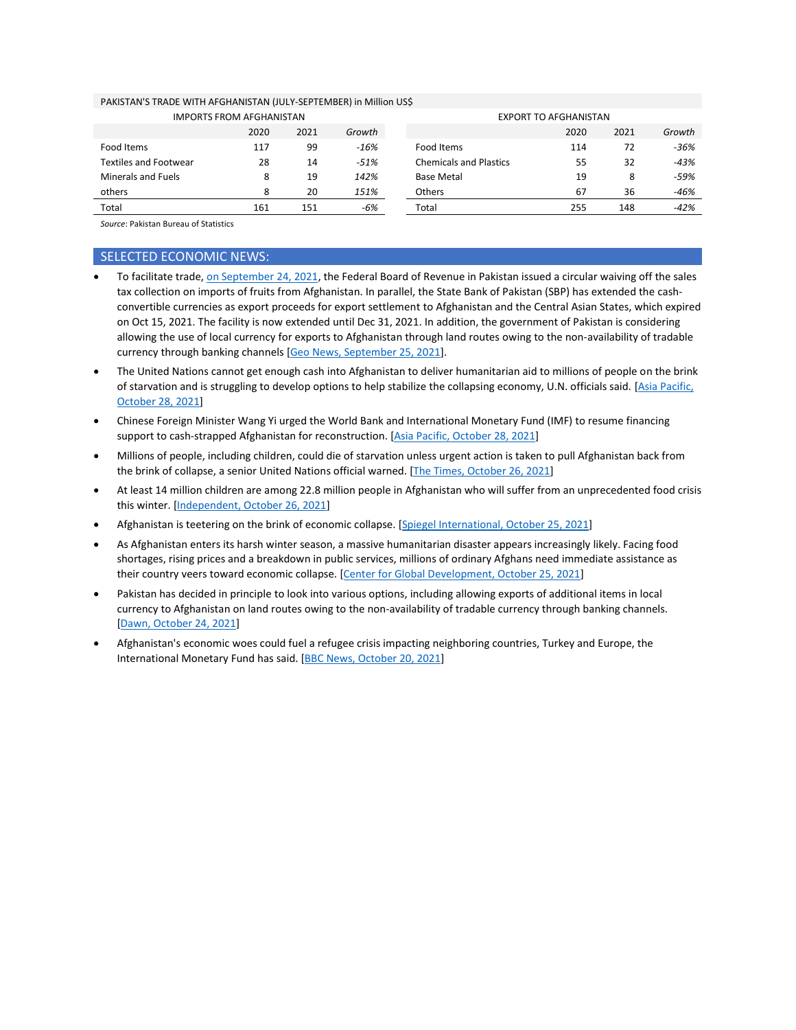PAKISTAN'S TRADE WITH AFGHANISTAN (JULY-SEPTEMBER) in Million US$

| IMPORTS FROM AFGHANISTAN | | | | EXPORT TO AFGHANISTAN | | | |
|---|---|---|---|---|---|---|---|
| | 2020 | 2021 | *Growth* | | 2020 | 2021 | *Growth* |
| Food Items | 117 | 99 | *-16%* | Food Items | 114 | 72 | *-36%* |
| Textiles and Footwear | 28 | 14 | *-51%* | Chemicals and Plastics | 55 | 32 | *-43%* |
| Minerals and Fuels | 8 | 19 | *142%* | Base Metal | 19 | 8 | *-59%* |
| others | 8 | 20 | *151%* | Others | 67 | 36 | *-46%* |
| Total | 161 | 151 | *-6%* | Total | 255 | 148 | *-42%* |

*Source*: Pakistan Bureau of Statistics

## SELECTED ECONOMIC NEWS:

- To facilitate trade, on September 24, 2021, the Federal Board of Revenue in Pakistan issued a circular waiving off the sales tax collection on imports of fruits from Afghanistan. In parallel, the State Bank of Pakistan (SBP) has extended the cash-convertible currencies as export proceeds for export settlement to Afghanistan and the Central Asian States, which expired on Oct 15, 2021. The facility is now extended until Dec 31, 2021. In addition, the government of Pakistan is considering allowing the use of local currency for exports to Afghanistan through land routes owing to the non-availability of tradable currency through banking channels [Geo News, September 25, 2021].
- The United Nations cannot get enough cash into Afghanistan to deliver humanitarian aid to millions of people on the brink of starvation and is struggling to develop options to help stabilize the collapsing economy, U.N. officials said. [Asia Pacific, October 28, 2021]
- Chinese Foreign Minister Wang Yi urged the World Bank and International Monetary Fund (IMF) to resume financing support to cash-strapped Afghanistan for reconstruction. [Asia Pacific, October 28, 2021]
- Millions of people, including children, could die of starvation unless urgent action is taken to pull Afghanistan back from the brink of collapse, a senior United Nations official warned. [The Times, October 26, 2021]
- At least 14 million children are among 22.8 million people in Afghanistan who will suffer from an unprecedented food crisis this winter. [Independent, October 26, 2021]
- Afghanistan is teetering on the brink of economic collapse. [Spiegel International, October 25, 2021]
- As Afghanistan enters its harsh winter season, a massive humanitarian disaster appears increasingly likely. Facing food shortages, rising prices and a breakdown in public services, millions of ordinary Afghans need immediate assistance as their country veers toward economic collapse. [Center for Global Development, October 25, 2021]
- Pakistan has decided in principle to look into various options, including allowing exports of additional items in local currency to Afghanistan on land routes owing to the non-availability of tradable currency through banking channels. [Dawn, October 24, 2021]
- Afghanistan's economic woes could fuel a refugee crisis impacting neighboring countries, Turkey and Europe, the International Monetary Fund has said. [BBC News, October 20, 2021]